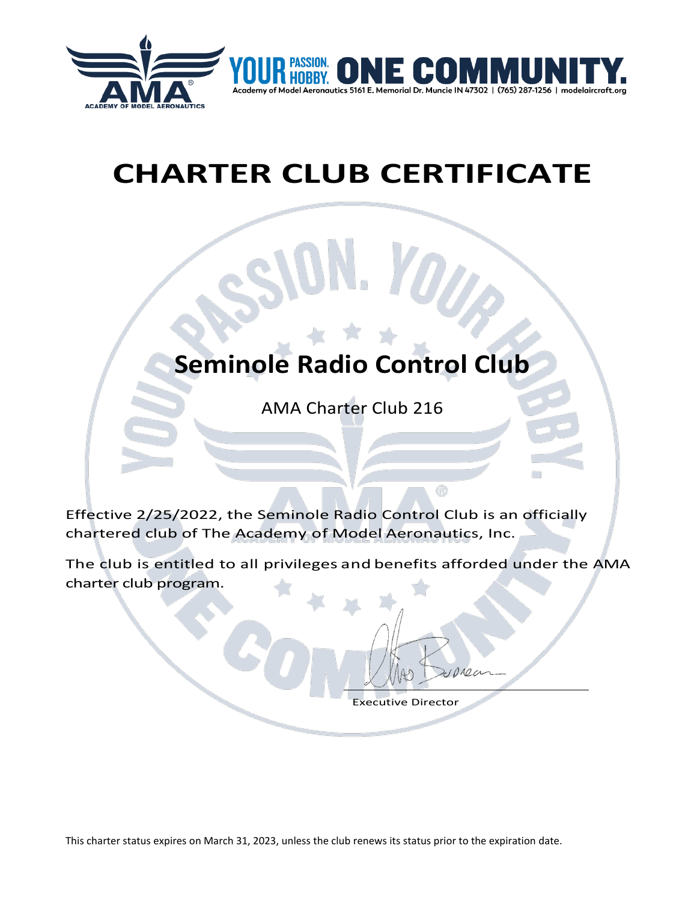YOUR PASSION. YOUR HOBBY. ONE COMMUNITY.

Academy of Model Aeronautics 5161 E. Memorial Dr. Muncie IN 47302 | (765) 287-1256 | modelaircraft.org

# CHARTER CLUB CERTIFICATE

## Seminole Radio Control Club

AMA Charter Club 216

Effective 2/25/2022, the Seminole Radio Control Club is an officially chartered club of The Academy of Model Aeronautics, Inc.

The club is entitled to all privileges and benefits afforded under the AMA charter club program.

Executive Director

This charter status expires on March 31, 2023, unless the club renews its status prior to the expiration date.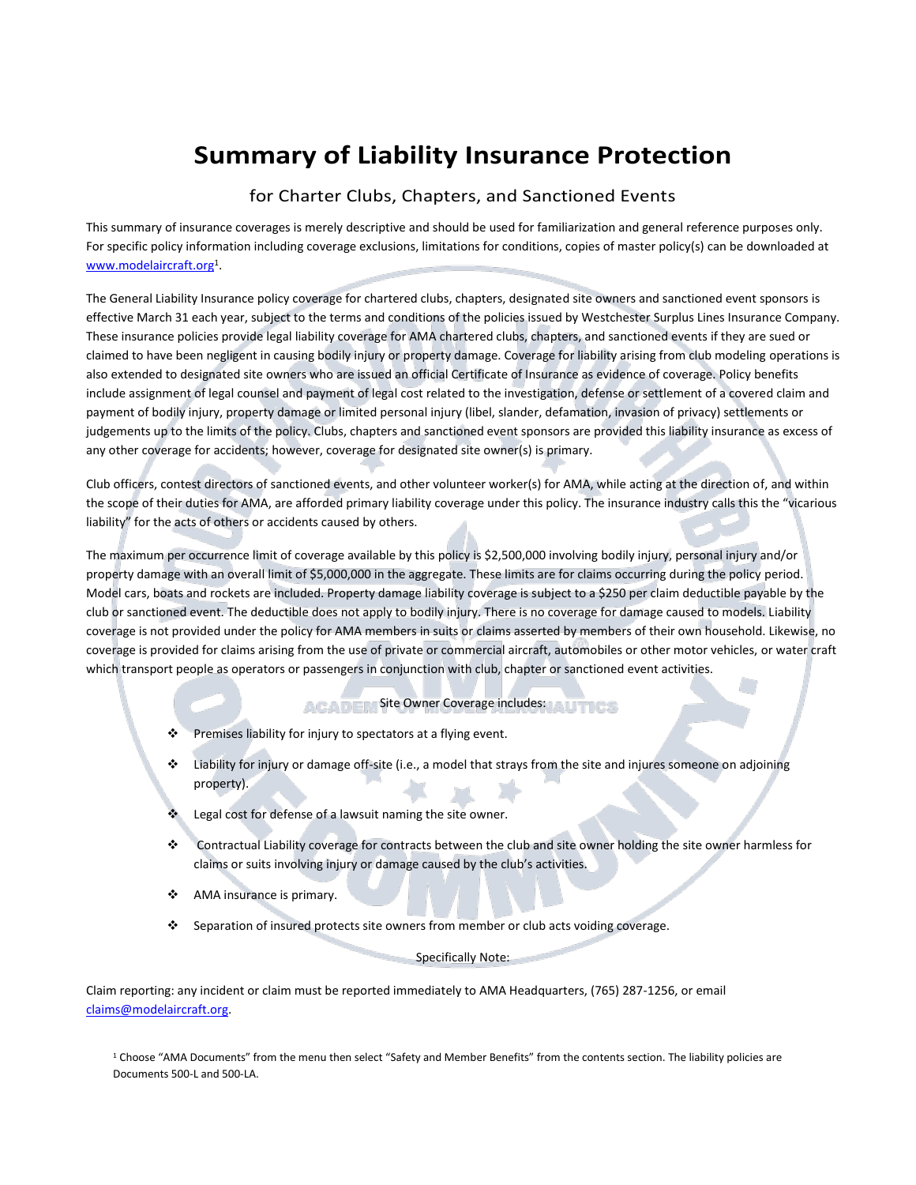# Summary of Liability Insurance Protection

## for Charter Clubs, Chapters, and Sanctioned Events

This summary of insurance coverages is merely descriptive and should be used for familiarization and general reference purposes only. For specific policy information including coverage exclusions, limitations for conditions, copies of master policy(s) can be downloaded at www.modelaircraft.org[1].

The General Liability Insurance policy coverage for chartered clubs, chapters, designated site owners and sanctioned event sponsors is effective March 31 each year, subject to the terms and conditions of the policies issued by Westchester Surplus Lines Insurance Company. These insurance policies provide legal liability coverage for AMA chartered clubs, chapters, and sanctioned events if they are sued or claimed to have been negligent in causing bodily injury or property damage. Coverage for liability arising from club modeling operations is also extended to designated site owners who are issued an official Certificate of Insurance as evidence of coverage. Policy benefits include assignment of legal counsel and payment of legal cost related to the investigation, defense or settlement of a covered claim and payment of bodily injury, property damage or limited personal injury (libel, slander, defamation, invasion of privacy) settlements or judgements up to the limits of the policy. Clubs, chapters and sanctioned event sponsors are provided this liability insurance as excess of any other coverage for accidents; however, coverage for designated site owner(s) is primary.

Club officers, contest directors of sanctioned events, and other volunteer worker(s) for AMA, while acting at the direction of, and within the scope of their duties for AMA, are afforded primary liability coverage under this policy. The insurance industry calls this the "vicarious liability" for the acts of others or accidents caused by others.

The maximum per occurrence limit of coverage available by this policy is $2,500,000 involving bodily injury, personal injury and/or property damage with an overall limit of $5,000,000 in the aggregate. These limits are for claims occurring during the policy period. Model cars, boats and rockets are included. Property damage liability coverage is subject to a $250 per claim deductible payable by the club or sanctioned event. The deductible does not apply to bodily injury. There is no coverage for damage caused to models. Liability coverage is not provided under the policy for AMA members in suits or claims asserted by members of their own household. Likewise, no coverage is provided for claims arising from the use of private or commercial aircraft, automobiles or other motor vehicles, or water craft which transport people as operators or passengers in conjunction with club, chapter or sanctioned event activities.

Site Owner Coverage includes:

- Premises liability for injury to spectators at a flying event.
- Liability for injury or damage off-site (i.e., a model that strays from the site and injures someone on adjoining property).
- Legal cost for defense of a lawsuit naming the site owner.
- Contractual Liability coverage for contracts between the club and site owner holding the site owner harmless for claims or suits involving injury or damage caused by the club's activities.
- AMA insurance is primary.
- Separation of insured protects site owners from member or club acts voiding coverage.

Specifically Note:

Claim reporting: any incident or claim must be reported immediately to AMA Headquarters, (765) 287-1256, or email claims@modelaircraft.org.

[1] Choose "AMA Documents" from the menu then select "Safety and Member Benefits" from the contents section. The liability policies are Documents 500-L and 500-LA.